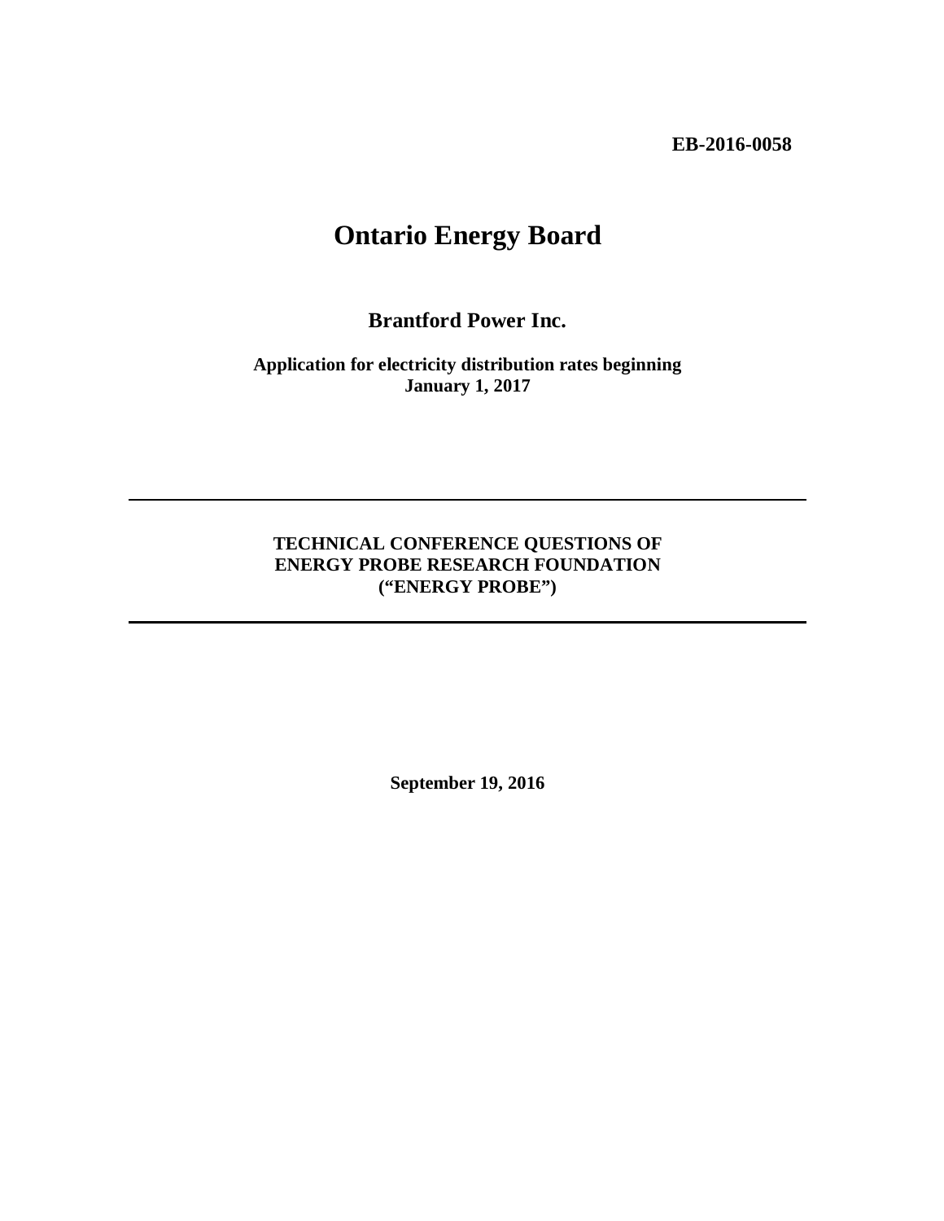**EB-2016-0058**

# Ontario Energy Board

## Brantford Power Inc.

**Application for electricity distribution rates beginning January 1, 2017**

---

**TECHNICAL CONFERENCE QUESTIONS OF ENERGY PROBE RESEARCH FOUNDATION ("ENERGY PROBE")**

---

**September 19, 2016**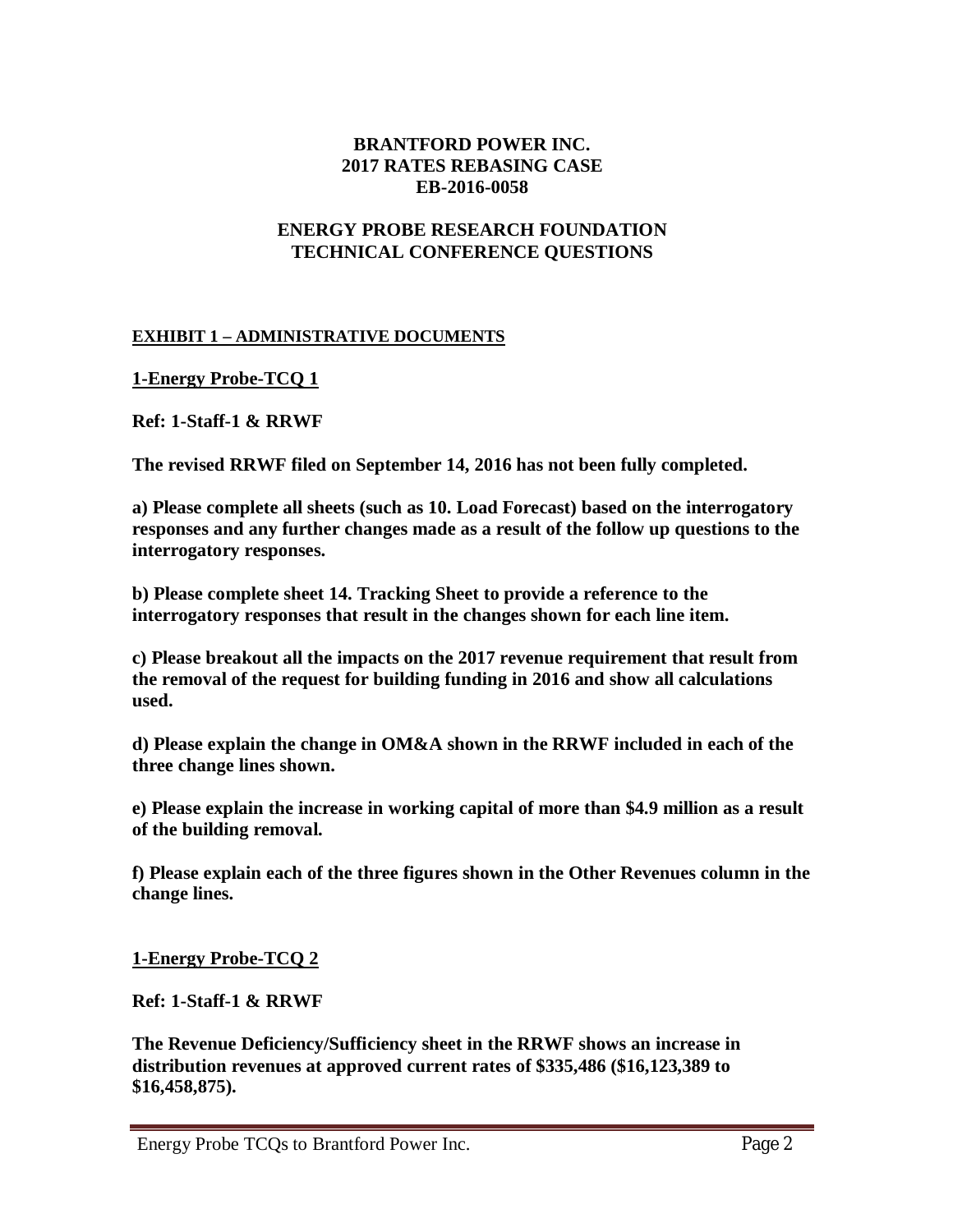**BRANTFORD POWER INC.**
**2017 RATES REBASING CASE**
**EB-2016-0058**

**ENERGY PROBE RESEARCH FOUNDATION**
**TECHNICAL CONFERENCE QUESTIONS**

**EXHIBIT 1 – ADMINISTRATIVE DOCUMENTS**

**1-Energy Probe-TCQ 1**

**Ref: 1-Staff-1 & RRWF**

**The revised RRWF filed on September 14, 2016 has not been fully completed.**

**a) Please complete all sheets (such as 10. Load Forecast) based on the interrogatory responses and any further changes made as a result of the follow up questions to the interrogatory responses.**

**b) Please complete sheet 14. Tracking Sheet to provide a reference to the interrogatory responses that result in the changes shown for each line item.**

**c) Please breakout all the impacts on the 2017 revenue requirement that result from the removal of the request for building funding in 2016 and show all calculations used.**

**d) Please explain the change in OM&A shown in the RRWF included in each of the three change lines shown.**

**e) Please explain the increase in working capital of more than $4.9 million as a result of the building removal.**

**f) Please explain each of the three figures shown in the Other Revenues column in the change lines.**

**1-Energy Probe-TCQ 2**

**Ref: 1-Staff-1 & RRWF**

**The Revenue Deficiency/Sufficiency sheet in the RRWF shows an increase in distribution revenues at approved current rates of $335,486 ($16,123,389 to $16,458,875).**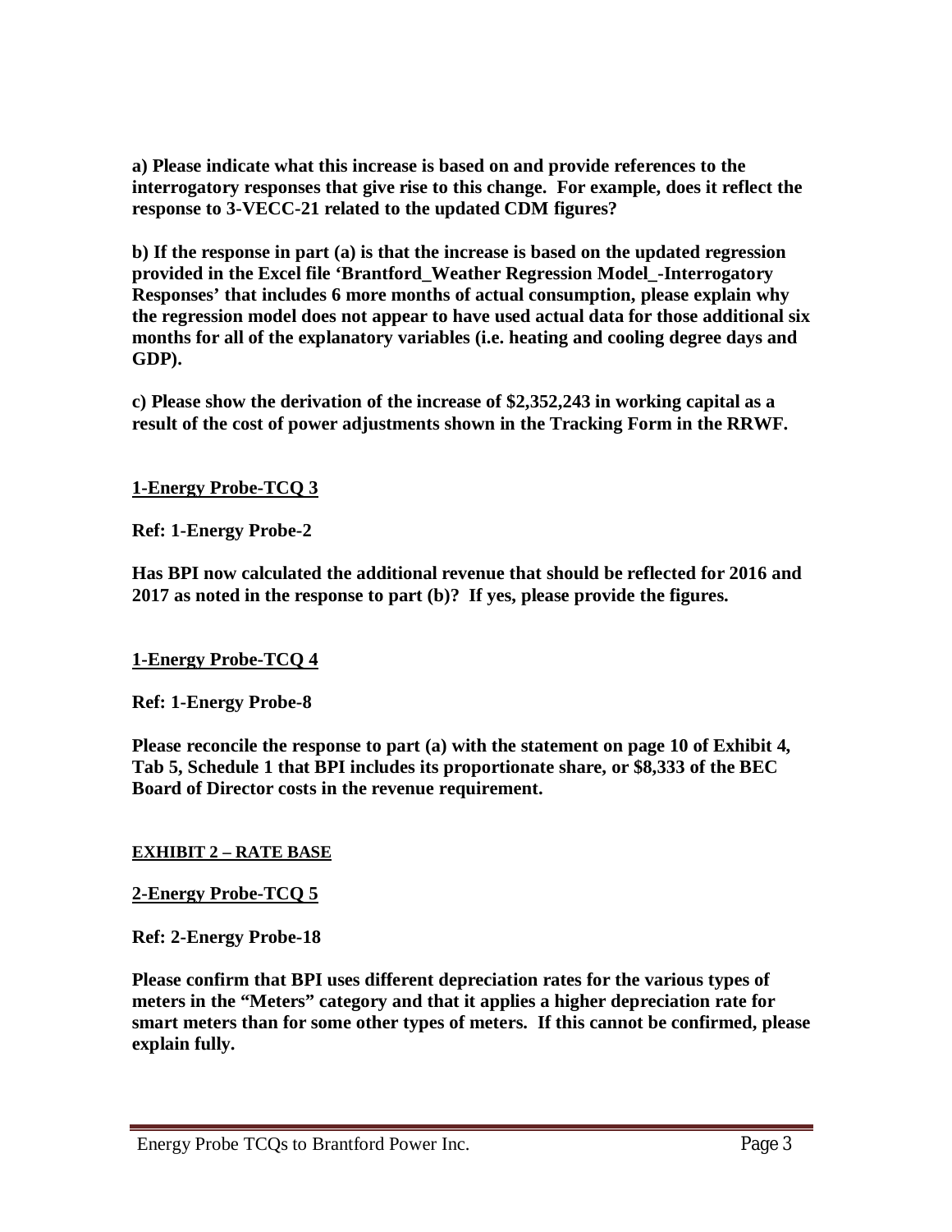**a) Please indicate what this increase is based on and provide references to the interrogatory responses that give rise to this change. For example, does it reflect the response to 3-VECC-21 related to the updated CDM figures?**

**b) If the response in part (a) is that the increase is based on the updated regression provided in the Excel file 'Brantford_Weather Regression Model_-Interrogatory Responses' that includes 6 more months of actual consumption, please explain why the regression model does not appear to have used actual data for those additional six months for all of the explanatory variables (i.e. heating and cooling degree days and GDP).**

**c) Please show the derivation of the increase of $2,352,243 in working capital as a result of the cost of power adjustments shown in the Tracking Form in the RRWF.**

**1-Energy Probe-TCQ 3**

**Ref: 1-Energy Probe-2**

**Has BPI now calculated the additional revenue that should be reflected for 2016 and 2017 as noted in the response to part (b)? If yes, please provide the figures.**

**1-Energy Probe-TCQ 4**

**Ref: 1-Energy Probe-8**

**Please reconcile the response to part (a) with the statement on page 10 of Exhibit 4, Tab 5, Schedule 1 that BPI includes its proportionate share, or $8,333 of the BEC Board of Director costs in the revenue requirement.**

**EXHIBIT 2 – RATE BASE**

**2-Energy Probe-TCQ 5**

**Ref: 2-Energy Probe-18**

**Please confirm that BPI uses different depreciation rates for the various types of meters in the "Meters" category and that it applies a higher depreciation rate for smart meters than for some other types of meters. If this cannot be confirmed, please explain fully.**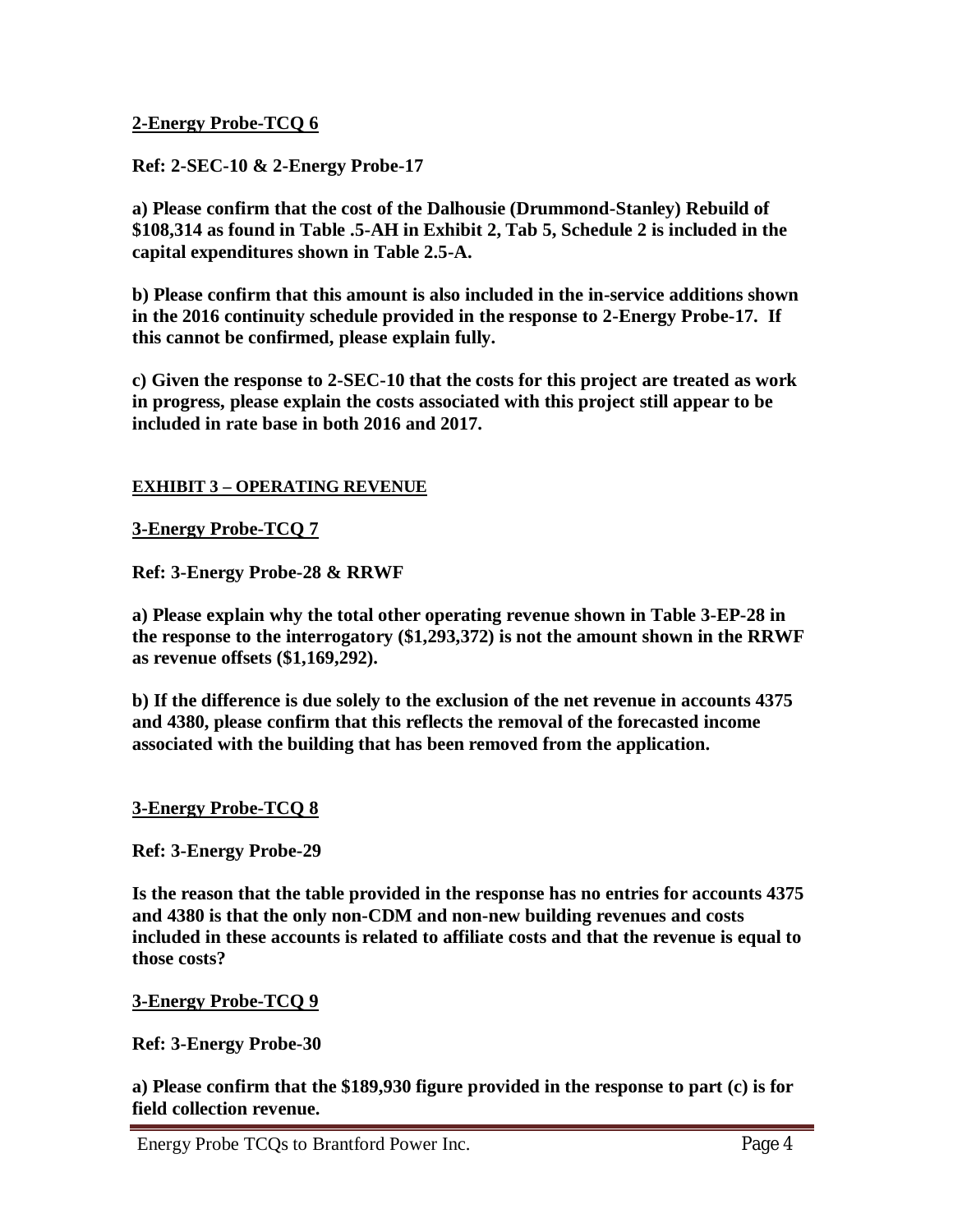**2-Energy Probe-TCQ 6**

**Ref: 2-SEC-10 & 2-Energy Probe-17**

**a) Please confirm that the cost of the Dalhousie (Drummond-Stanley) Rebuild of $108,314 as found in Table .5-AH in Exhibit 2, Tab 5, Schedule 2 is included in the capital expenditures shown in Table 2.5-A.**

**b) Please confirm that this amount is also included in the in-service additions shown in the 2016 continuity schedule provided in the response to 2-Energy Probe-17. If this cannot be confirmed, please explain fully.**

**c) Given the response to 2-SEC-10 that the costs for this project are treated as work in progress, please explain the costs associated with this project still appear to be included in rate base in both 2016 and 2017.**

**EXHIBIT 3 – OPERATING REVENUE**

**3-Energy Probe-TCQ 7**

**Ref: 3-Energy Probe-28 & RRWF**

**a) Please explain why the total other operating revenue shown in Table 3-EP-28 in the response to the interrogatory ($1,293,372) is not the amount shown in the RRWF as revenue offsets ($1,169,292).**

**b) If the difference is due solely to the exclusion of the net revenue in accounts 4375 and 4380, please confirm that this reflects the removal of the forecasted income associated with the building that has been removed from the application.**

**3-Energy Probe-TCQ 8**

**Ref: 3-Energy Probe-29**

**Is the reason that the table provided in the response has no entries for accounts 4375 and 4380 is that the only non-CDM and non-new building revenues and costs included in these accounts is related to affiliate costs and that the revenue is equal to those costs?**

**3-Energy Probe-TCQ 9**

**Ref: 3-Energy Probe-30**

**a) Please confirm that the $189,930 figure provided in the response to part (c) is for field collection revenue.**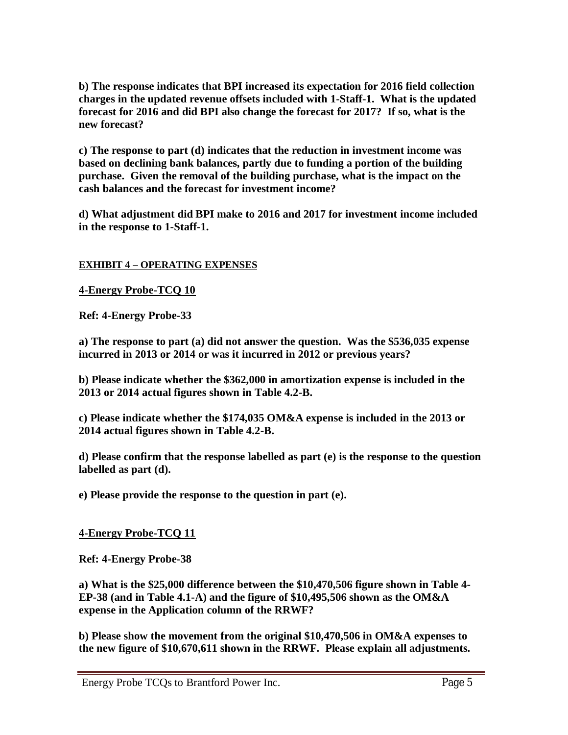**b) The response indicates that BPI increased its expectation for 2016 field collection charges in the updated revenue offsets included with 1-Staff-1. What is the updated forecast for 2016 and did BPI also change the forecast for 2017? If so, what is the new forecast?**

**c) The response to part (d) indicates that the reduction in investment income was based on declining bank balances, partly due to funding a portion of the building purchase. Given the removal of the building purchase, what is the impact on the cash balances and the forecast for investment income?**

**d) What adjustment did BPI make to 2016 and 2017 for investment income included in the response to 1-Staff-1.**

## EXHIBIT 4 – OPERATING EXPENSES

### 4-Energy Probe-TCQ 10

**Ref: 4-Energy Probe-33**

**a) The response to part (a) did not answer the question. Was the $536,035 expense incurred in 2013 or 2014 or was it incurred in 2012 or previous years?**

**b) Please indicate whether the $362,000 in amortization expense is included in the 2013 or 2014 actual figures shown in Table 4.2-B.**

**c) Please indicate whether the $174,035 OM&A expense is included in the 2013 or 2014 actual figures shown in Table 4.2-B.**

**d) Please confirm that the response labelled as part (e) is the response to the question labelled as part (d).**

**e) Please provide the response to the question in part (e).**

### 4-Energy Probe-TCQ 11

**Ref: 4-Energy Probe-38**

**a) What is the $25,000 difference between the $10,470,506 figure shown in Table 4-EP-38 (and in Table 4.1-A) and the figure of $10,495,506 shown as the OM&A expense in the Application column of the RRWF?**

**b) Please show the movement from the original $10,470,506 in OM&A expenses to the new figure of $10,670,611 shown in the RRWF. Please explain all adjustments.**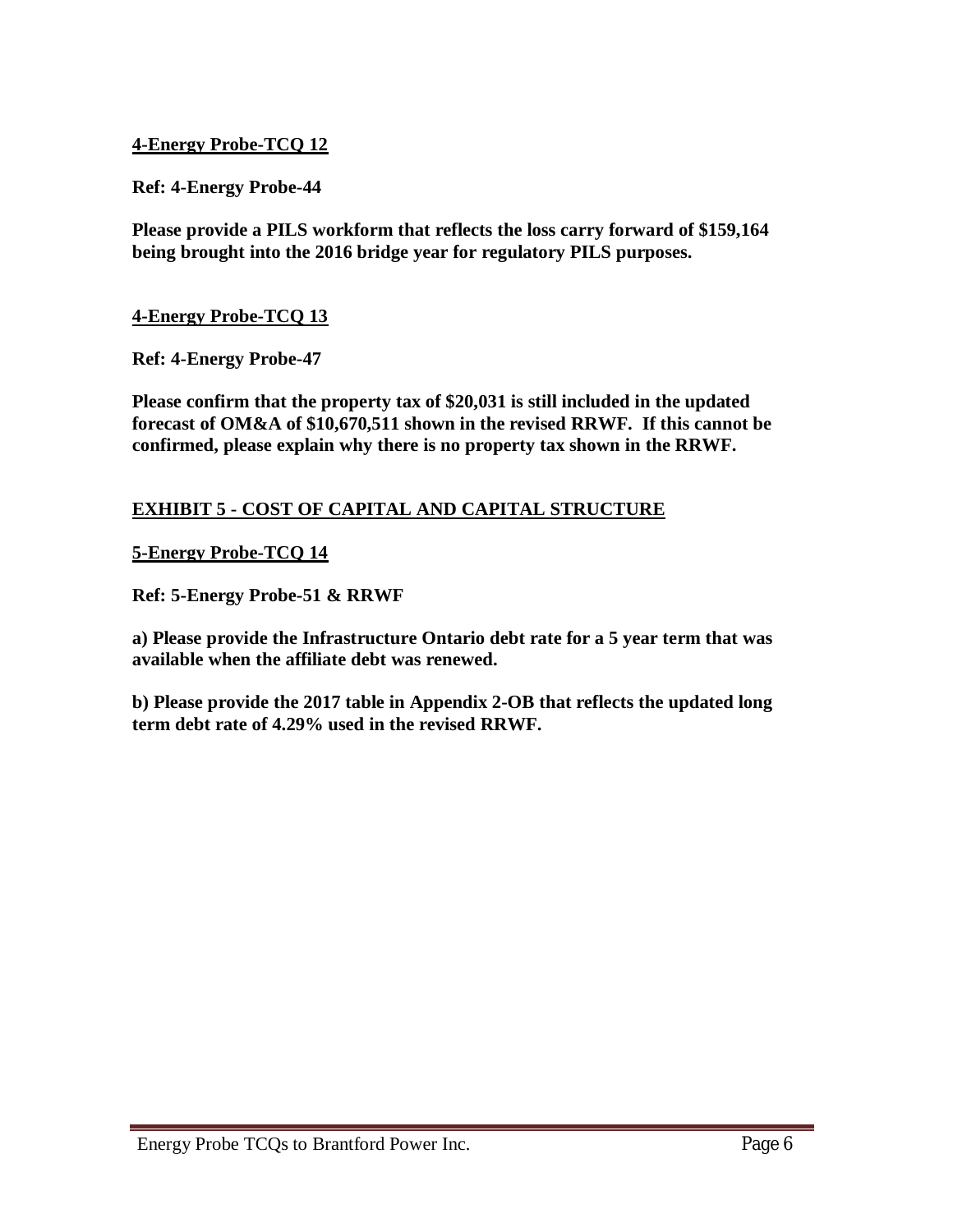**4-Energy Probe-TCQ 12**

**Ref: 4-Energy Probe-44**

**Please provide a PILS workform that reflects the loss carry forward of $159,164 being brought into the 2016 bridge year for regulatory PILS purposes.**

**4-Energy Probe-TCQ 13**

**Ref: 4-Energy Probe-47**

**Please confirm that the property tax of $20,031 is still included in the updated forecast of OM&A of $10,670,511 shown in the revised RRWF. If this cannot be confirmed, please explain why there is no property tax shown in the RRWF.**

## EXHIBIT 5 - COST OF CAPITAL AND CAPITAL STRUCTURE

**5-Energy Probe-TCQ 14**

**Ref: 5-Energy Probe-51 & RRWF**

**a) Please provide the Infrastructure Ontario debt rate for a 5 year term that was available when the affiliate debt was renewed.**

**b) Please provide the 2017 table in Appendix 2-OB that reflects the updated long term debt rate of 4.29% used in the revised RRWF.**